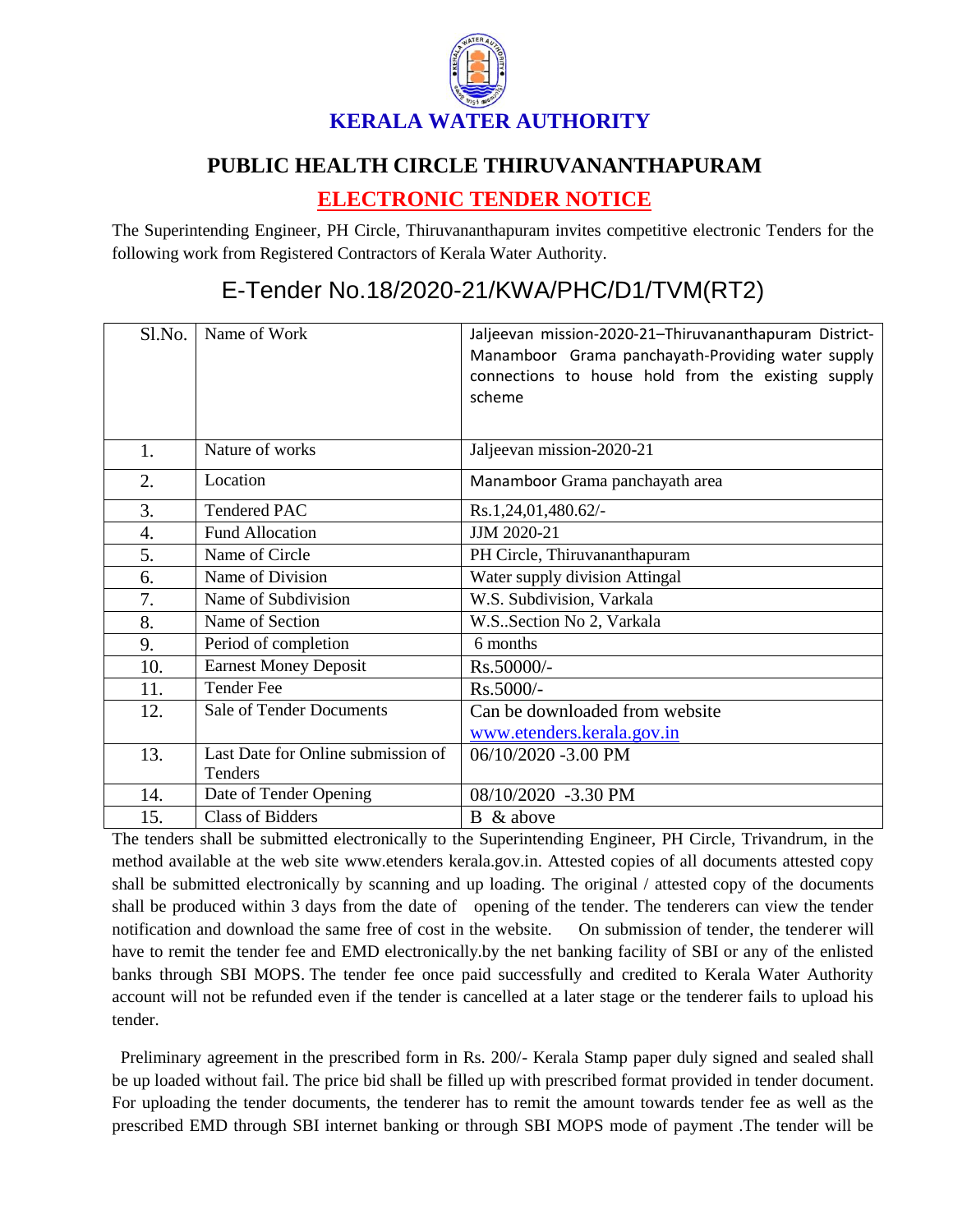# KERALA WATER AUTHORITY

## PUBLIC HEALTH CIRCLE THIRUVANANTHAPURAM

## ELECTRONIC TENDER NOTICE

The Superintending Engineer, PH Circle, Thiruvananthapuram invites competitive electronic Tenders for the following work from Registered Contractors of Kerala Water Authority.

## E-Tender No.18/2020-21/KWA/PHC/D1/TVM(RT2)

| Sl.No. | Name of Work | Jaljeevan mission-2020-21–Thiruvananthapuram District-Manamboor Grama panchayath-Providing water supply connections to house hold from the existing supply scheme |
|---|---|---|
| 1. | Nature of works | Jaljeevan mission-2020-21 |
| 2. | Location | Manamboor Grama panchayath area |
| 3. | Tendered PAC | Rs.1,24,01,480.62/- |
| 4. | Fund Allocation | JJM 2020-21 |
| 5. | Name of Circle | PH Circle, Thiruvananthapuram |
| 6. | Name of Division | Water supply division Attingal |
| 7. | Name of Subdivision | W.S. Subdivision, Varkala |
| 8. | Name of Section | W.S..Section No 2, Varkala |
| 9. | Period of completion | 6 months |
| 10. | Earnest Money Deposit | Rs.50000/- |
| 11. | Tender Fee | Rs.5000/- |
| 12. | Sale of Tender Documents | Can be downloaded from website www.etenders.kerala.gov.in |
| 13. | Last Date for Online submission of Tenders | 06/10/2020 -3.00 PM |
| 14. | Date of Tender Opening | 08/10/2020 -3.30 PM |
| 15. | Class of Bidders | B & above |

The tenders shall be submitted electronically to the Superintending Engineer, PH Circle, Trivandrum, in the method available at the web site www.etenders kerala.gov.in. Attested copies of all documents attested copy shall be submitted electronically by scanning and up loading. The original / attested copy of the documents shall be produced within 3 days from the date of opening of the tender. The tenderers can view the tender notification and download the same free of cost in the website. On submission of tender, the tenderer will have to remit the tender fee and EMD electronically.by the net banking facility of SBI or any of the enlisted banks through SBI MOPS. The tender fee once paid successfully and credited to Kerala Water Authority account will not be refunded even if the tender is cancelled at a later stage or the tenderer fails to upload his tender.

Preliminary agreement in the prescribed form in Rs. 200/- Kerala Stamp paper duly signed and sealed shall be up loaded without fail. The price bid shall be filled up with prescribed format provided in tender document. For uploading the tender documents, the tenderer has to remit the amount towards tender fee as well as the prescribed EMD through SBI internet banking or through SBI MOPS mode of payment .The tender will be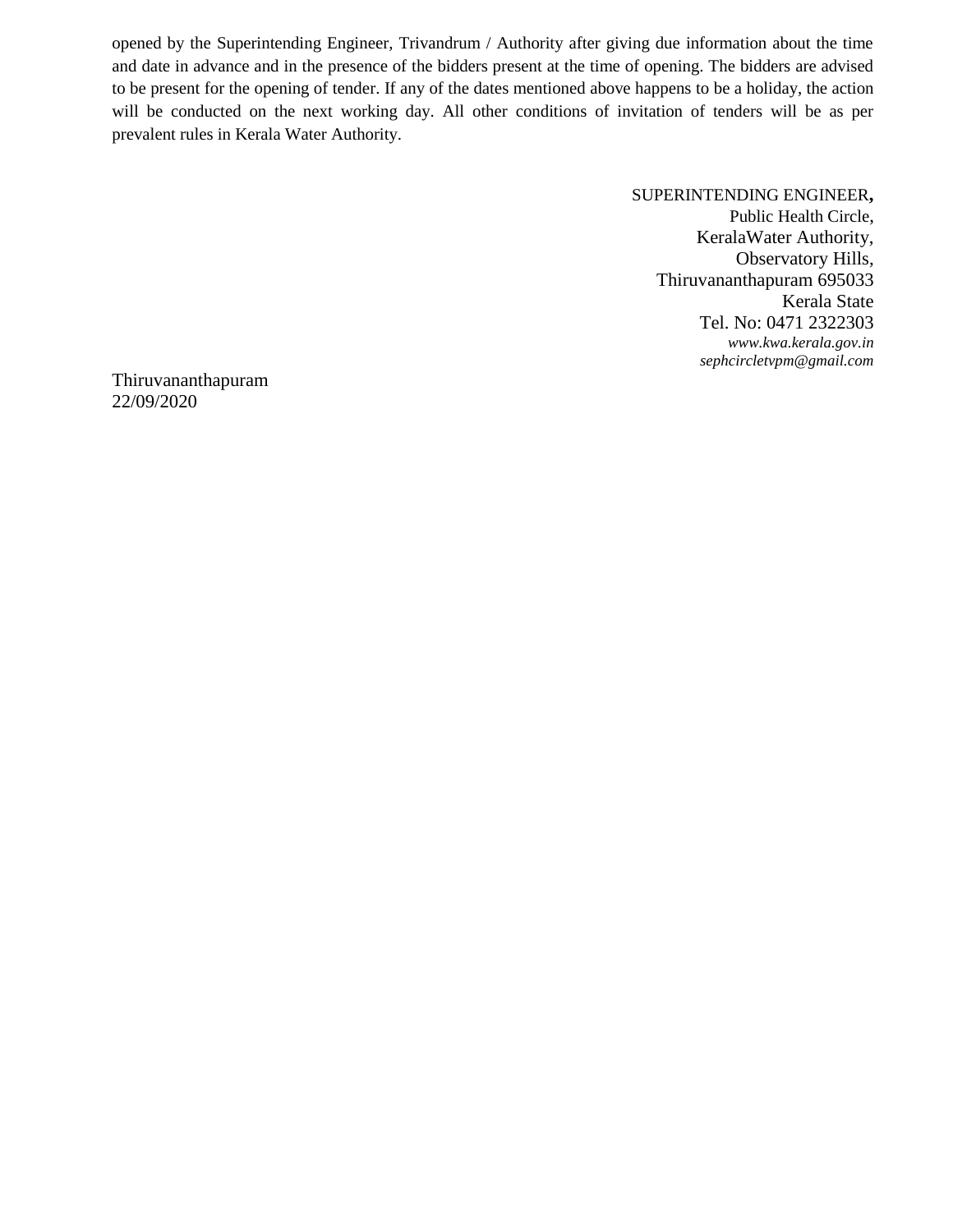opened by the Superintending Engineer, Trivandrum / Authority after giving due information about the time and date in advance and in the presence of the bidders present at the time of opening. The bidders are advised to be present for the opening of tender. If any of the dates mentioned above happens to be a holiday, the action will be conducted on the next working day. All other conditions of invitation of tenders will be as per prevalent rules in Kerala Water Authority.

SUPERINTENDING ENGINEER**,**
Public Health Circle,
KeralaWater Authority,
Observatory Hills,
Thiruvananthapuram 695033
Kerala State
Tel. No: 0471 2322303
*www.kwa.kerala.gov.in*
*sephcircletvpm@gmail.com*

Thiruvananthapuram
22/09/2020